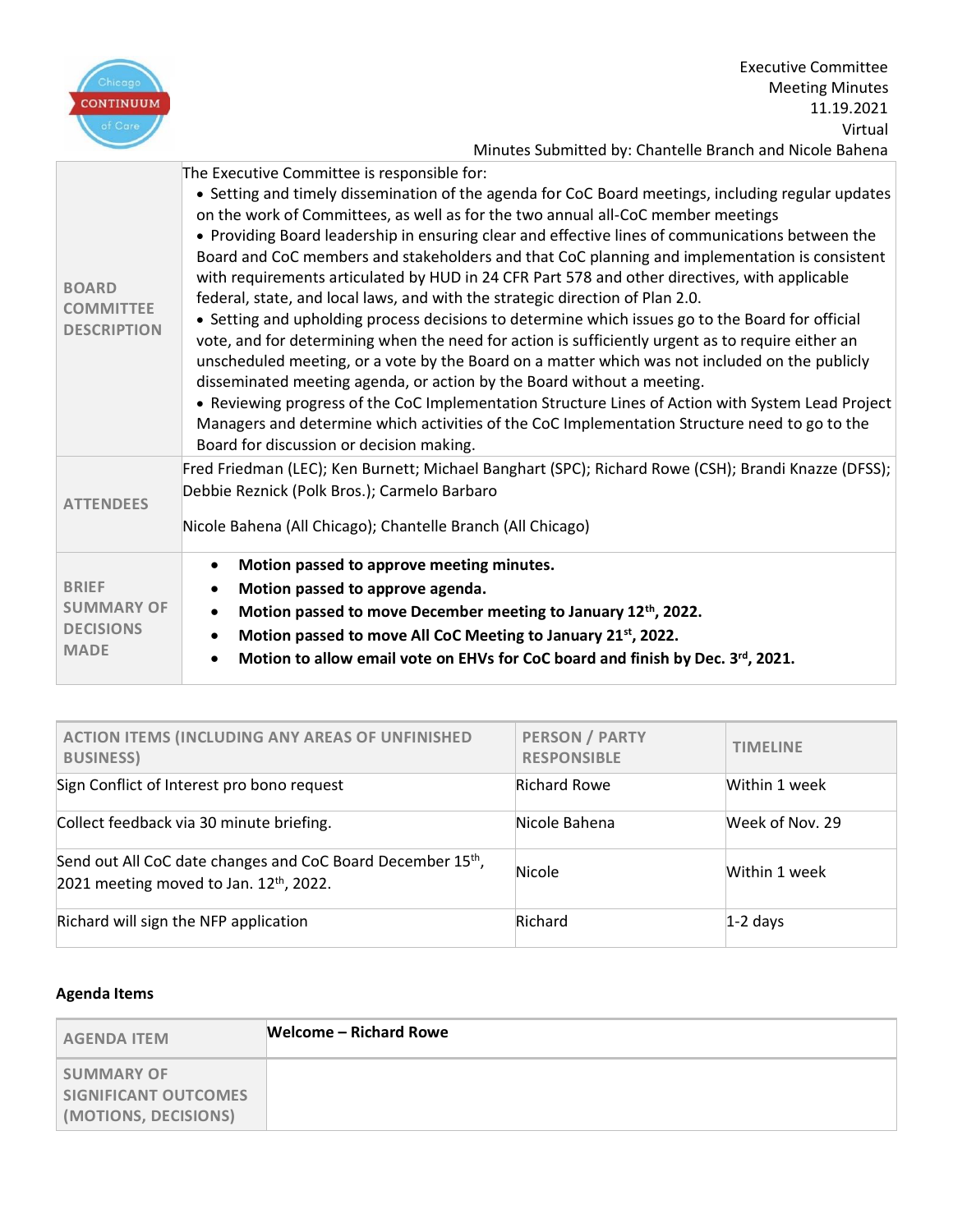Executive Committee
Meeting Minutes
11.19.2021
Virtual
Minutes Submitted by: Chantelle Branch and Nicole Bahena

| | |
|---|---|
| **BOARD COMMITTEE DESCRIPTION** | The Executive Committee is responsible for:<br>• Setting and timely dissemination of the agenda for CoC Board meetings, including regular updates on the work of Committees, as well as for the two annual all-CoC member meetings<br>• Providing Board leadership in ensuring clear and effective lines of communications between the Board and CoC members and stakeholders and that CoC planning and implementation is consistent with requirements articulated by HUD in 24 CFR Part 578 and other directives, with applicable federal, state, and local laws, and with the strategic direction of Plan 2.0.<br>• Setting and upholding process decisions to determine which issues go to the Board for official vote, and for determining when the need for action is sufficiently urgent as to require either an unscheduled meeting, or a vote by the Board on a matter which was not included on the publicly disseminated meeting agenda, or action by the Board without a meeting.<br>• Reviewing progress of the CoC Implementation Structure Lines of Action with System Lead Project Managers and determine which activities of the CoC Implementation Structure need to go to the Board for discussion or decision making. |
| **ATTENDEES** | Fred Friedman (LEC); Ken Burnett; Michael Banghart (SPC); Richard Rowe (CSH); Brandi Knazze (DFSS); Debbie Reznick (Polk Bros.); Carmelo Barbaro<br><br>Nicole Bahena (All Chicago); Chantelle Branch (All Chicago) |
| **BRIEF SUMMARY OF DECISIONS MADE** | • **Motion passed to approve meeting minutes.**<br>• **Motion passed to approve agenda.**<br>• **Motion passed to move December meeting to January 12th, 2022.**<br>• **Motion passed to move All CoC Meeting to January 21st, 2022.**<br>• **Motion to allow email vote on EHVs for CoC board and finish by Dec. 3rd, 2021.** |

| ACTION ITEMS (INCLUDING ANY AREAS OF UNFINISHED BUSINESS) | PERSON / PARTY RESPONSIBLE | TIMELINE |
|---|---|---|
| Sign Conflict of Interest pro bono request | Richard Rowe | Within 1 week |
| Collect feedback via 30 minute briefing. | Nicole Bahena | Week of Nov. 29 |
| Send out All CoC date changes and CoC Board December 15th, 2021 meeting moved to Jan. 12th, 2022. | Nicole | Within 1 week |
| Richard will sign the NFP application | Richard | 1-2 days |

**Agenda Items**

| AGENDA ITEM | **Welcome – Richard Rowe** |
|---|---|
| SUMMARY OF SIGNIFICANT OUTCOMES (MOTIONS, DECISIONS) | |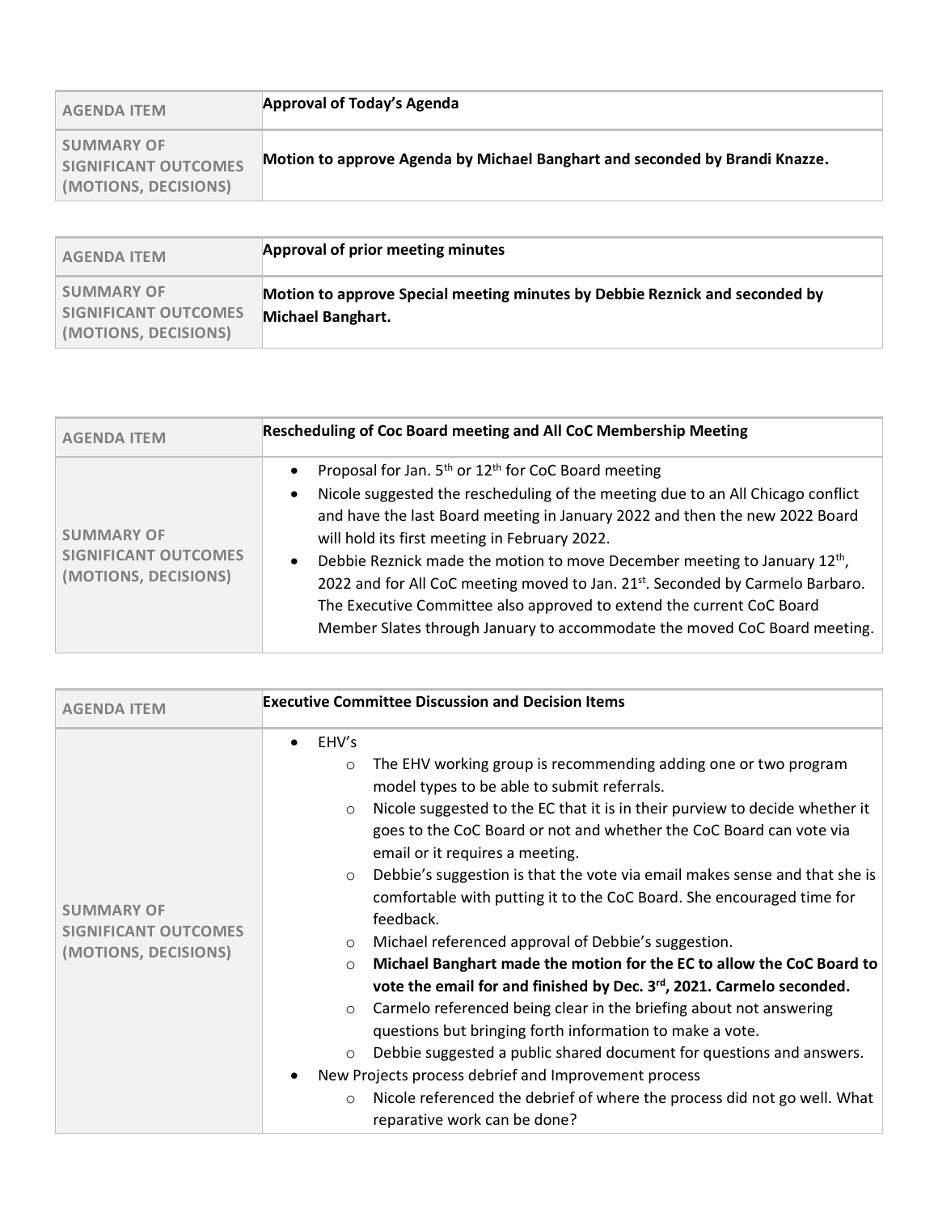| AGENDA ITEM | **Approval of Today's Agenda** |
| --- | --- |
| SUMMARY OF SIGNIFICANT OUTCOMES (MOTIONS, DECISIONS) | **Motion to approve Agenda by Michael Banghart and seconded by Brandi Knazze.** |

| AGENDA ITEM | **Approval of prior meeting minutes** |
| --- | --- |
| SUMMARY OF SIGNIFICANT OUTCOMES (MOTIONS, DECISIONS) | **Motion to approve Special meeting minutes by Debbie Reznick and seconded by Michael Banghart.** |

| AGENDA ITEM | **Rescheduling of Coc Board meeting and All CoC Membership Meeting** |
| --- | --- |
| SUMMARY OF SIGNIFICANT OUTCOMES (MOTIONS, DECISIONS) | • Proposal for Jan. 5th or 12th for CoC Board meeting<br>• Nicole suggested the rescheduling of the meeting due to an All Chicago conflict and have the last Board meeting in January 2022 and then the new 2022 Board will hold its first meeting in February 2022.<br>• Debbie Reznick made the motion to move December meeting to January 12th, 2022 and for All CoC meeting moved to Jan. 21st. Seconded by Carmelo Barbaro. The Executive Committee also approved to extend the current CoC Board Member Slates through January to accommodate the moved CoC Board meeting. |

| AGENDA ITEM | **Executive Committee Discussion and Decision Items** |
| --- | --- |
| SUMMARY OF SIGNIFICANT OUTCOMES (MOTIONS, DECISIONS) | • EHV's<br>&nbsp;&nbsp;○ The EHV working group is recommending adding one or two program model types to be able to submit referrals.<br>&nbsp;&nbsp;○ Nicole suggested to the EC that it is in their purview to decide whether it goes to the CoC Board or not and whether the CoC Board can vote via email or it requires a meeting.<br>&nbsp;&nbsp;○ Debbie's suggestion is that the vote via email makes sense and that she is comfortable with putting it to the CoC Board. She encouraged time for feedback.<br>&nbsp;&nbsp;○ Michael referenced approval of Debbie's suggestion.<br>&nbsp;&nbsp;○ **Michael Banghart made the motion for the EC to allow the CoC Board to vote the email for and finished by Dec. 3rd, 2021. Carmelo seconded.**<br>&nbsp;&nbsp;○ Carmelo referenced being clear in the briefing about not answering questions but bringing forth information to make a vote.<br>&nbsp;&nbsp;○ Debbie suggested a public shared document for questions and answers.<br>• New Projects process debrief and Improvement process<br>&nbsp;&nbsp;○ Nicole referenced the debrief of where the process did not go well. What reparative work can be done? |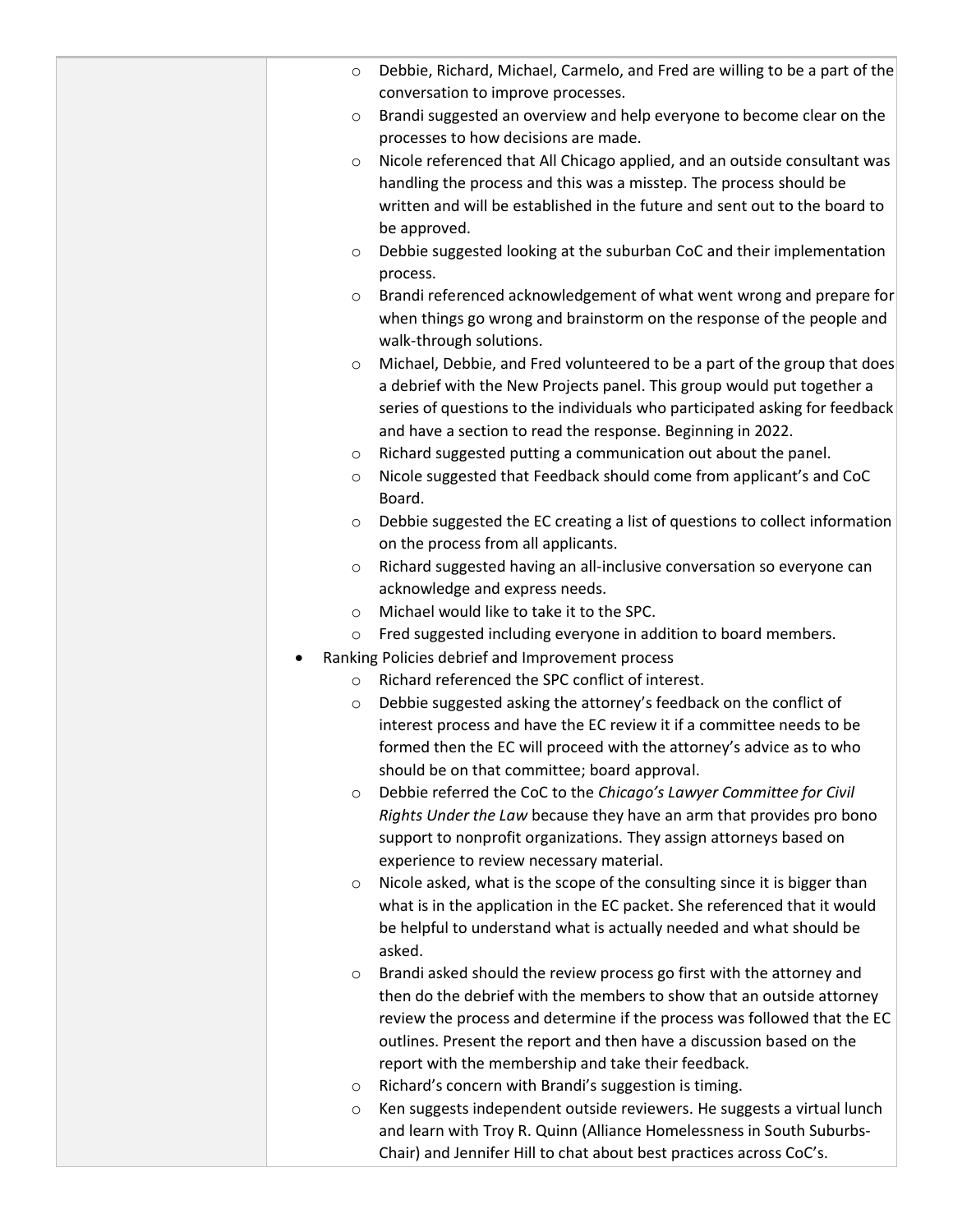- Debbie, Richard, Michael, Carmelo, and Fred are willing to be a part of the conversation to improve processes.
- Brandi suggested an overview and help everyone to become clear on the processes to how decisions are made.
- Nicole referenced that All Chicago applied, and an outside consultant was handling the process and this was a misstep. The process should be written and will be established in the future and sent out to the board to be approved.
- Debbie suggested looking at the suburban CoC and their implementation process.
- Brandi referenced acknowledgement of what went wrong and prepare for when things go wrong and brainstorm on the response of the people and walk-through solutions.
- Michael, Debbie, and Fred volunteered to be a part of the group that does a debrief with the New Projects panel. This group would put together a series of questions to the individuals who participated asking for feedback and have a section to read the response. Beginning in 2022.
- Richard suggested putting a communication out about the panel.
- Nicole suggested that Feedback should come from applicant's and CoC Board.
- Debbie suggested the EC creating a list of questions to collect information on the process from all applicants.
- Richard suggested having an all-inclusive conversation so everyone can acknowledge and express needs.
- Michael would like to take it to the SPC.
- Fred suggested including everyone in addition to board members.

- Ranking Policies debrief and Improvement process
  - Richard referenced the SPC conflict of interest.
  - Debbie suggested asking the attorney's feedback on the conflict of interest process and have the EC review it if a committee needs to be formed then the EC will proceed with the attorney's advice as to who should be on that committee; board approval.
  - Debbie referred the CoC to the *Chicago's Lawyer Committee for Civil Rights Under the Law* because they have an arm that provides pro bono support to nonprofit organizations. They assign attorneys based on experience to review necessary material.
  - Nicole asked, what is the scope of the consulting since it is bigger than what is in the application in the EC packet. She referenced that it would be helpful to understand what is actually needed and what should be asked.
  - Brandi asked should the review process go first with the attorney and then do the debrief with the members to show that an outside attorney review the process and determine if the process was followed that the EC outlines. Present the report and then have a discussion based on the report with the membership and take their feedback.
  - Richard's concern with Brandi's suggestion is timing.
  - Ken suggests independent outside reviewers. He suggests a virtual lunch and learn with Troy R. Quinn (Alliance Homelessness in South Suburbs-Chair) and Jennifer Hill to chat about best practices across CoC's.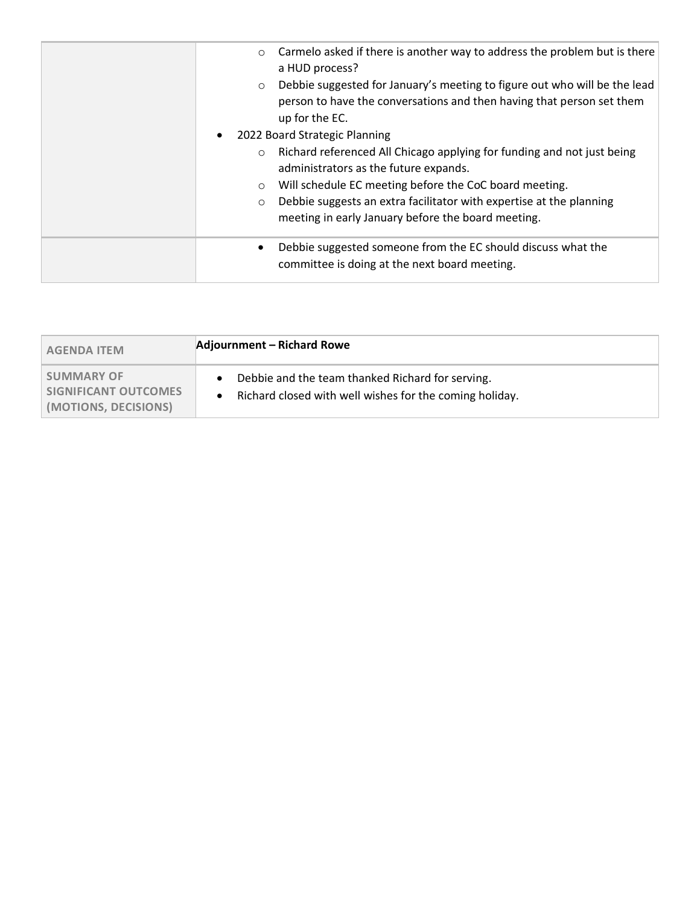| | |
|---|---|
| | ◦ Carmelo asked if there is another way to address the problem but is there a HUD process?<br>◦ Debbie suggested for January's meeting to figure out who will be the lead person to have the conversations and then having that person set them up for the EC.<br>• 2022 Board Strategic Planning<br>◦ Richard referenced All Chicago applying for funding and not just being administrators as the future expands.<br>◦ Will schedule EC meeting before the CoC board meeting.<br>◦ Debbie suggests an extra facilitator with expertise at the planning meeting in early January before the board meeting. |
| | • Debbie suggested someone from the EC should discuss what the committee is doing at the next board meeting. |

| AGENDA ITEM | **Adjournment – Richard Rowe** |
|---|---|
| SUMMARY OF SIGNIFICANT OUTCOMES (MOTIONS, DECISIONS) | • Debbie and the team thanked Richard for serving.<br>• Richard closed with well wishes for the coming holiday. |